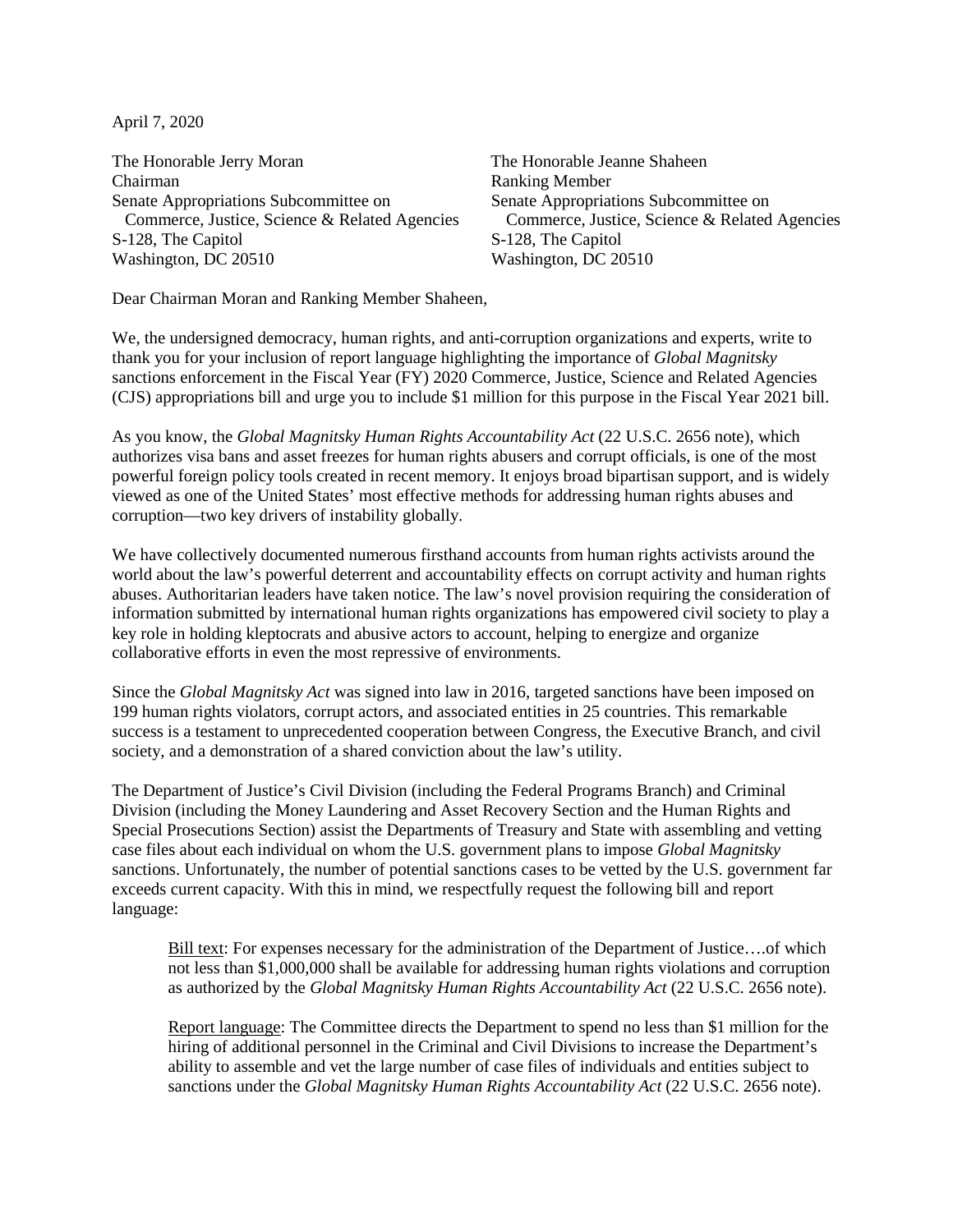April 7, 2020

The Honorable Jerry Moran
Chairman
Senate Appropriations Subcommittee on Commerce, Justice, Science & Related Agencies
S-128, The Capitol
Washington, DC 20510

The Honorable Jeanne Shaheen
Ranking Member
Senate Appropriations Subcommittee on Commerce, Justice, Science & Related Agencies
S-128, The Capitol
Washington, DC 20510

Dear Chairman Moran and Ranking Member Shaheen,

We, the undersigned democracy, human rights, and anti-corruption organizations and experts, write to thank you for your inclusion of report language highlighting the importance of *Global Magnitsky* sanctions enforcement in the Fiscal Year (FY) 2020 Commerce, Justice, Science and Related Agencies (CJS) appropriations bill and urge you to include $1 million for this purpose in the Fiscal Year 2021 bill.

As you know, the *Global Magnitsky Human Rights Accountability Act* (22 U.S.C. 2656 note), which authorizes visa bans and asset freezes for human rights abusers and corrupt officials, is one of the most powerful foreign policy tools created in recent memory. It enjoys broad bipartisan support, and is widely viewed as one of the United States' most effective methods for addressing human rights abuses and corruption—two key drivers of instability globally.

We have collectively documented numerous firsthand accounts from human rights activists around the world about the law's powerful deterrent and accountability effects on corrupt activity and human rights abuses. Authoritarian leaders have taken notice. The law's novel provision requiring the consideration of information submitted by international human rights organizations has empowered civil society to play a key role in holding kleptocrats and abusive actors to account, helping to energize and organize collaborative efforts in even the most repressive of environments.

Since the *Global Magnitsky Act* was signed into law in 2016, targeted sanctions have been imposed on 199 human rights violators, corrupt actors, and associated entities in 25 countries. This remarkable success is a testament to unprecedented cooperation between Congress, the Executive Branch, and civil society, and a demonstration of a shared conviction about the law's utility.

The Department of Justice's Civil Division (including the Federal Programs Branch) and Criminal Division (including the Money Laundering and Asset Recovery Section and the Human Rights and Special Prosecutions Section) assist the Departments of Treasury and State with assembling and vetting case files about each individual on whom the U.S. government plans to impose *Global Magnitsky* sanctions. Unfortunately, the number of potential sanctions cases to be vetted by the U.S. government far exceeds current capacity. With this in mind, we respectfully request the following bill and report language:

> Bill text: For expenses necessary for the administration of the Department of Justice….of which not less than $1,000,000 shall be available for addressing human rights violations and corruption as authorized by the *Global Magnitsky Human Rights Accountability Act* (22 U.S.C. 2656 note).
>
> Report language: The Committee directs the Department to spend no less than $1 million for the hiring of additional personnel in the Criminal and Civil Divisions to increase the Department's ability to assemble and vet the large number of case files of individuals and entities subject to sanctions under the *Global Magnitsky Human Rights Accountability Act* (22 U.S.C. 2656 note).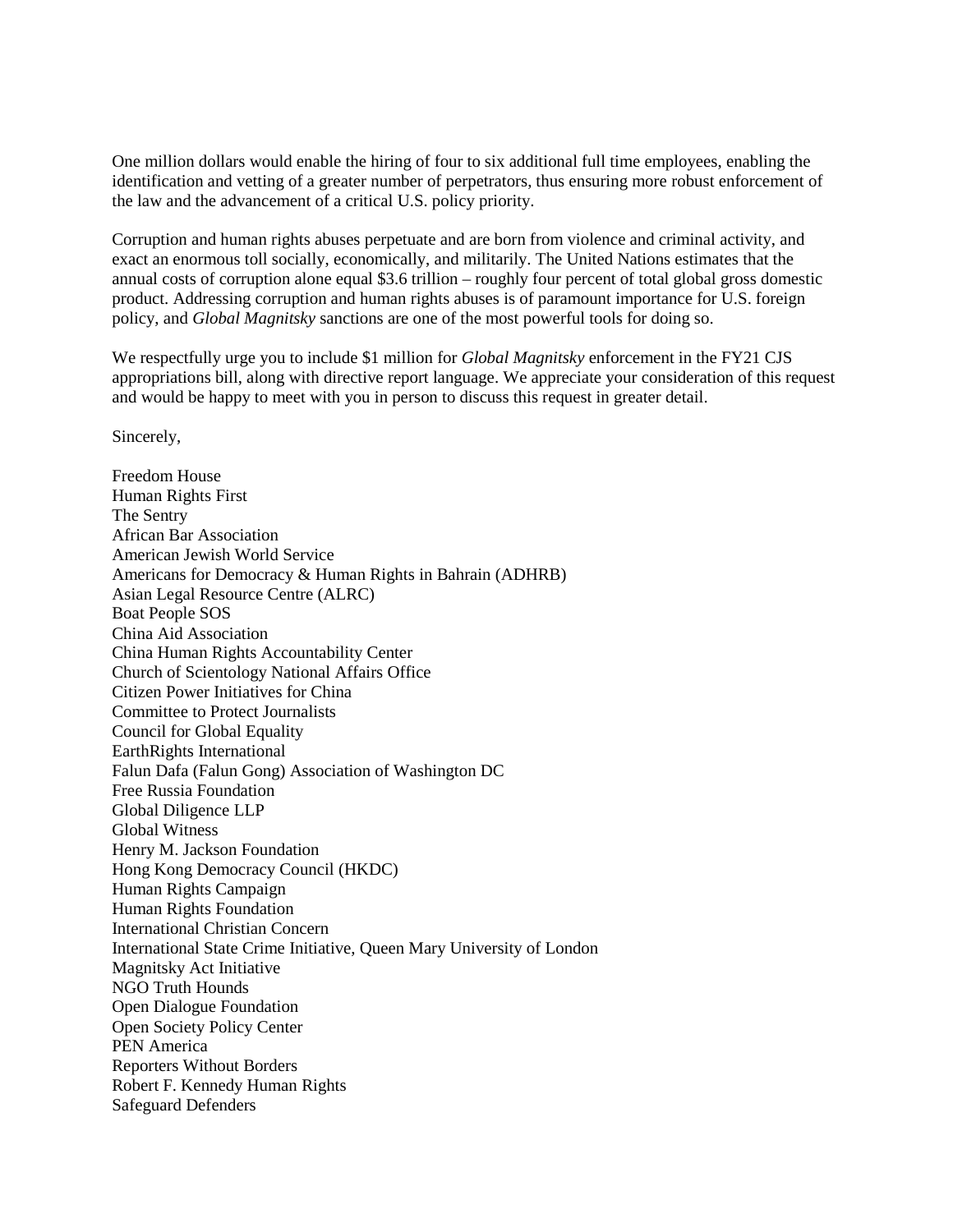One million dollars would enable the hiring of four to six additional full time employees, enabling the identification and vetting of a greater number of perpetrators, thus ensuring more robust enforcement of the law and the advancement of a critical U.S. policy priority.

Corruption and human rights abuses perpetuate and are born from violence and criminal activity, and exact an enormous toll socially, economically, and militarily. The United Nations estimates that the annual costs of corruption alone equal $3.6 trillion – roughly four percent of total global gross domestic product. Addressing corruption and human rights abuses is of paramount importance for U.S. foreign policy, and *Global Magnitsky* sanctions are one of the most powerful tools for doing so.

We respectfully urge you to include $1 million for *Global Magnitsky* enforcement in the FY21 CJS appropriations bill, along with directive report language. We appreciate your consideration of this request and would be happy to meet with you in person to discuss this request in greater detail.

Sincerely,

Freedom House  
Human Rights First  
The Sentry  
African Bar Association  
American Jewish World Service  
Americans for Democracy & Human Rights in Bahrain (ADHRB)  
Asian Legal Resource Centre (ALRC)  
Boat People SOS  
China Aid Association  
China Human Rights Accountability Center  
Church of Scientology National Affairs Office  
Citizen Power Initiatives for China  
Committee to Protect Journalists  
Council for Global Equality  
EarthRights International  
Falun Dafa (Falun Gong) Association of Washington DC  
Free Russia Foundation  
Global Diligence LLP  
Global Witness  
Henry M. Jackson Foundation  
Hong Kong Democracy Council (HKDC)  
Human Rights Campaign  
Human Rights Foundation  
International Christian Concern  
International State Crime Initiative, Queen Mary University of London  
Magnitsky Act Initiative  
NGO Truth Hounds  
Open Dialogue Foundation  
Open Society Policy Center  
PEN America  
Reporters Without Borders  
Robert F. Kennedy Human Rights  
Safeguard Defenders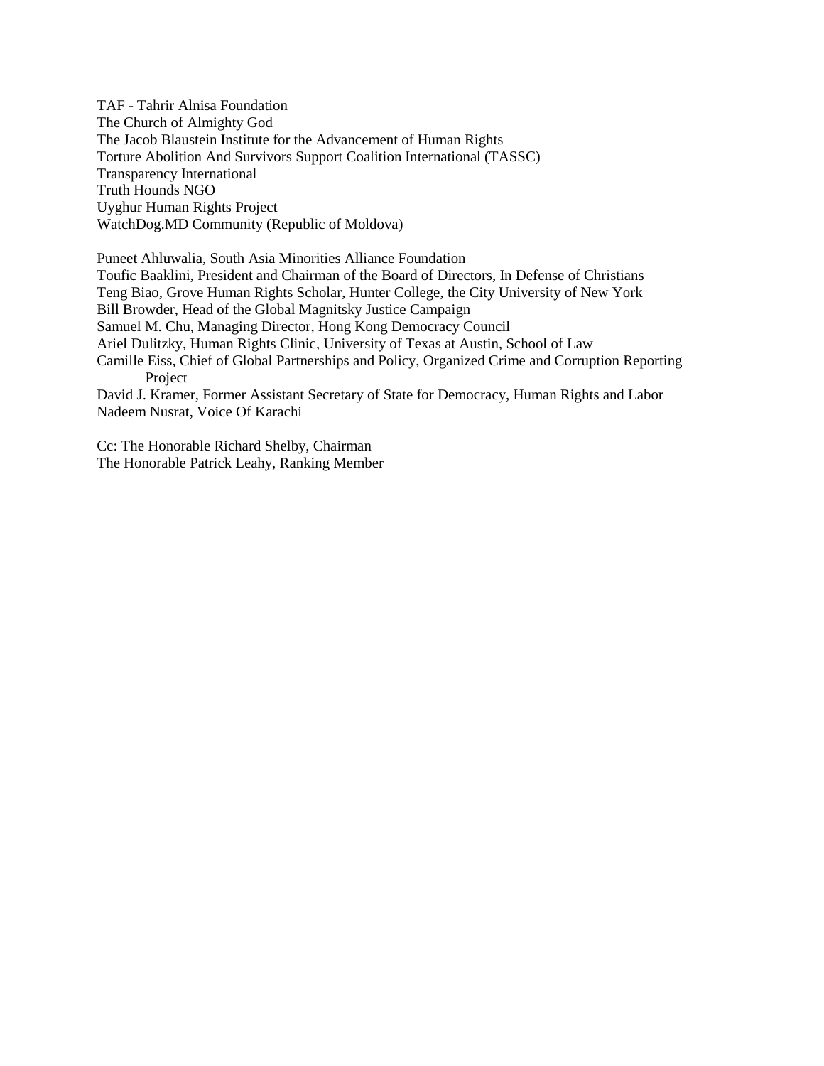TAF - Tahrir Alnisa Foundation
The Church of Almighty God
The Jacob Blaustein Institute for the Advancement of Human Rights
Torture Abolition And Survivors Support Coalition International (TASSC)
Transparency International
Truth Hounds NGO
Uyghur Human Rights Project
WatchDog.MD Community (Republic of Moldova)

Puneet Ahluwalia, South Asia Minorities Alliance Foundation
Toufic Baaklini, President and Chairman of the Board of Directors, In Defense of Christians
Teng Biao, Grove Human Rights Scholar, Hunter College, the City University of New York
Bill Browder, Head of the Global Magnitsky Justice Campaign
Samuel M. Chu, Managing Director, Hong Kong Democracy Council
Ariel Dulitzky, Human Rights Clinic, University of Texas at Austin, School of Law
Camille Eiss, Chief of Global Partnerships and Policy, Organized Crime and Corruption Reporting Project
David J. Kramer, Former Assistant Secretary of State for Democracy, Human Rights and Labor
Nadeem Nusrat, Voice Of Karachi

Cc: The Honorable Richard Shelby, Chairman
The Honorable Patrick Leahy, Ranking Member